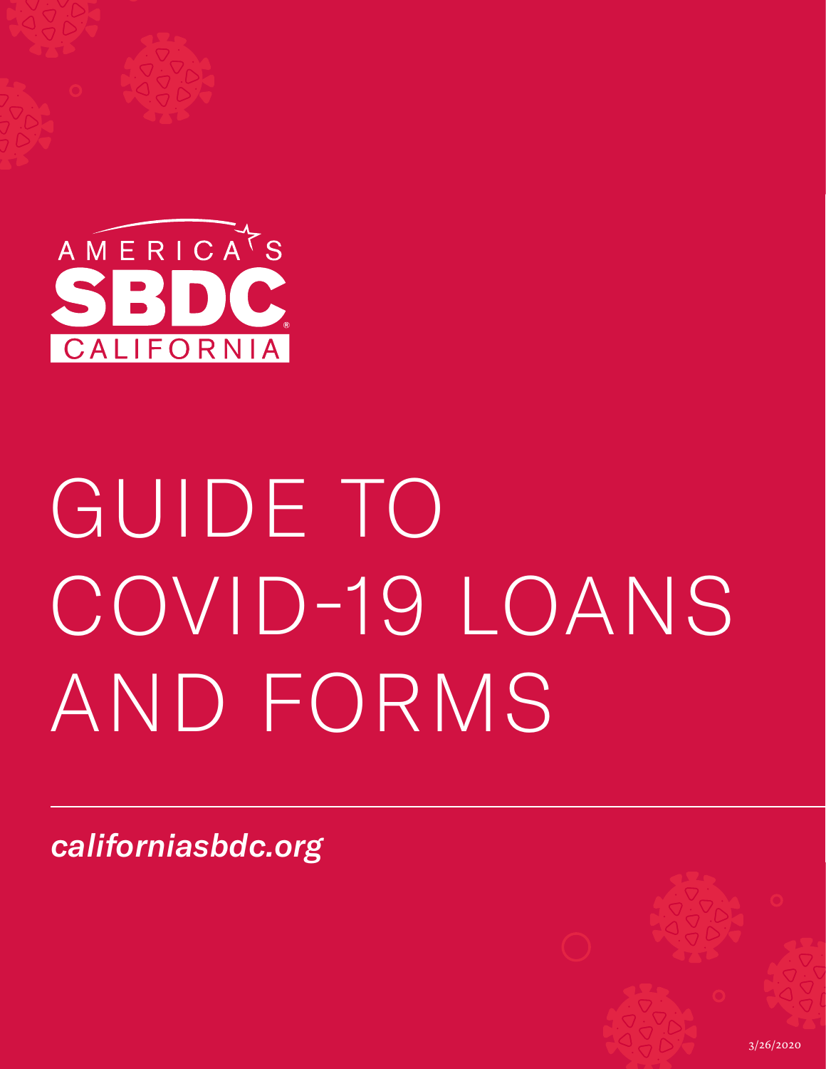AMERICA'S SBDC CALIFORNIA

# GUIDE TO COVID-19 LOANS AND FORMS

*californiasbdc.org*

3/26/2020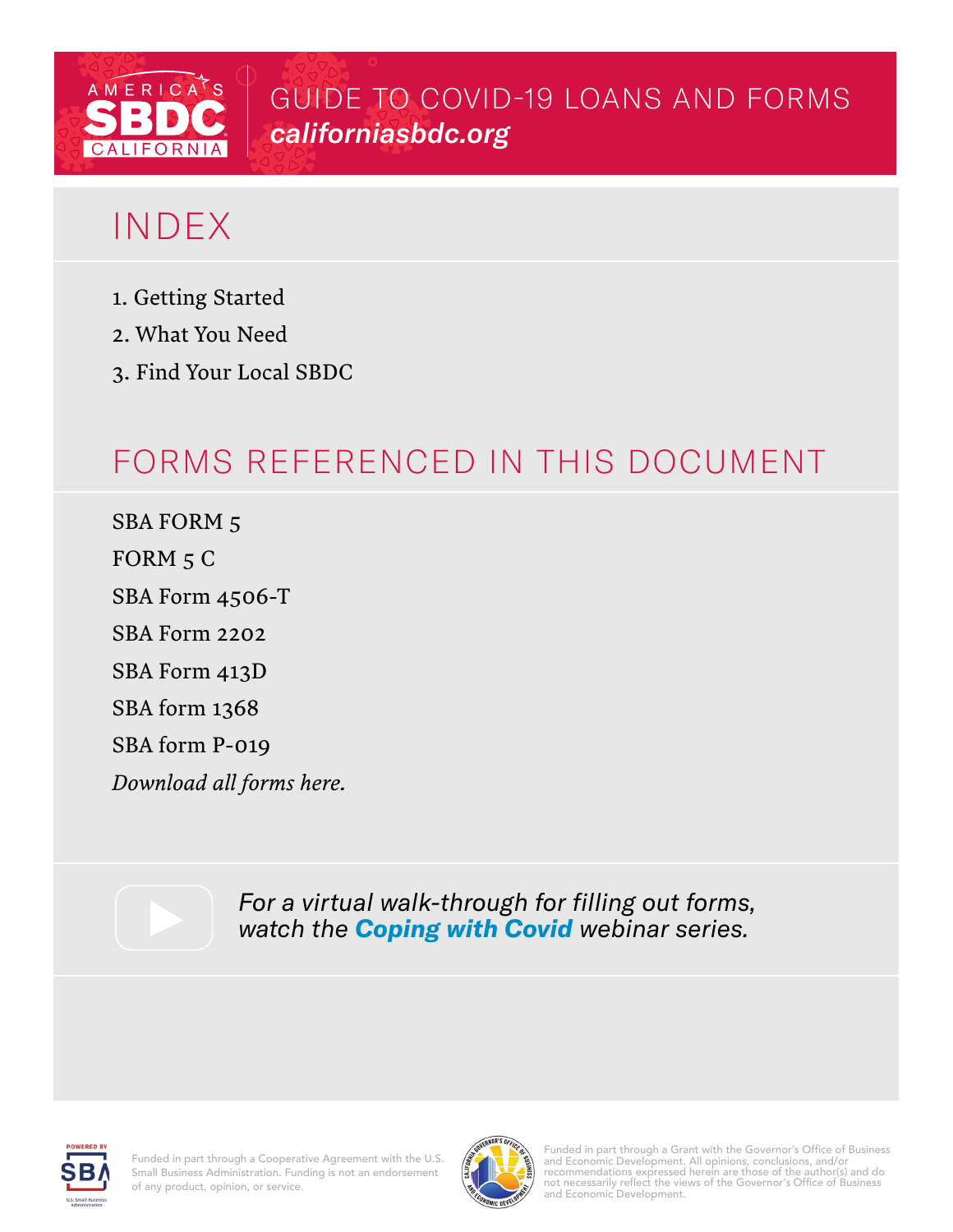# GUIDE TO COVID-19 LOANS AND FORMS

*californiasbdc.org*

## INDEX

1. Getting Started
2. What You Need
3. Find Your Local SBDC

## FORMS REFERENCED IN THIS DOCUMENT

SBA FORM 5

FORM 5 C

SBA Form 4506-T

SBA Form 2202

SBA Form 413D

SBA form 1368

SBA form P-019

*Download all forms here.*

*For a virtual walk-through for filling out forms, watch the* ***Coping with Covid*** *webinar series.*

Funded in part through a Cooperative Agreement with the U.S. Small Business Administration. Funding is not an endorsement of any product, opinion, or service.

Funded in part through a Grant with the Governor's Office of Business and Economic Development. All opinions, conclusions, and/or recommendations expressed herein are those of the author(s) and do not necessarily reflect the views of the Governor's Office of Business and Economic Development.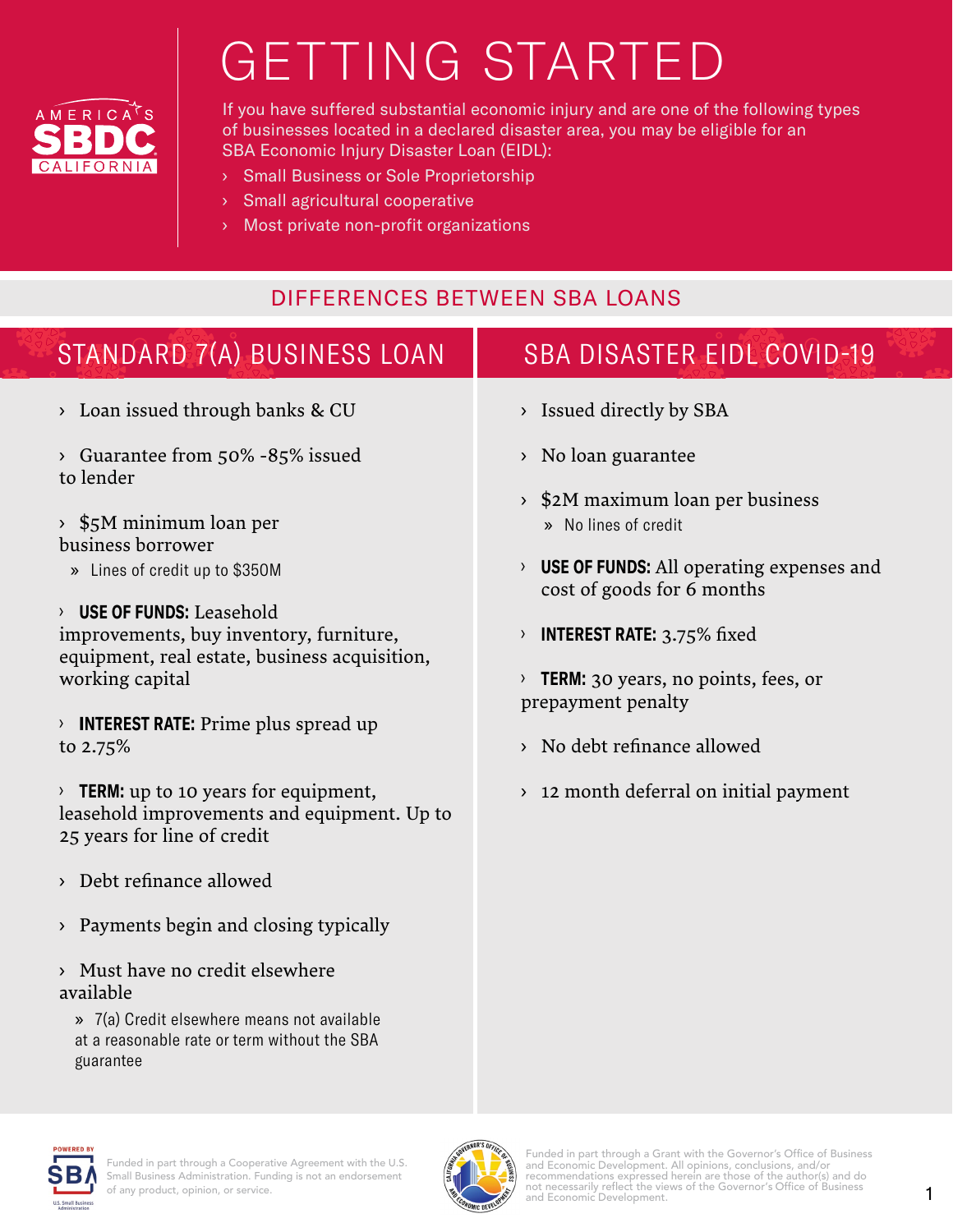# GETTING STARTED

If you have suffered substantial economic injury and are one of the following types of businesses located in a declared disaster area, you may be eligible for an SBA Economic Injury Disaster Loan (EIDL):

- Small Business or Sole Proprietorship
- Small agricultural cooperative
- Most private non-profit organizations

## DIFFERENCES BETWEEN SBA LOANS

### STANDARD 7(A) BUSINESS LOAN

- Loan issued through banks & CU
- Guarantee from 50% -85% issued to lender
- $5M minimum loan per business borrower
  - Lines of credit up to $350M
- **USE OF FUNDS:** Leasehold improvements, buy inventory, furniture, equipment, real estate, business acquisition, working capital
- **INTEREST RATE:** Prime plus spread up to 2.75%
- **TERM:** up to 10 years for equipment, leasehold improvements and equipment. Up to 25 years for line of credit
- Debt refinance allowed
- Payments begin and closing typically
- Must have no credit elsewhere available
  - 7(a) Credit elsewhere means not available at a reasonable rate or term without the SBA guarantee

### SBA DISASTER EIDL COVID-19

- Issued directly by SBA
- No loan guarantee
- $2M maximum loan per business
  - No lines of credit
- **USE OF FUNDS:** All operating expenses and cost of goods for 6 months
- **INTEREST RATE:** 3.75% fixed
- **TERM:** 30 years, no points, fees, or prepayment penalty
- No debt refinance allowed
- 12 month deferral on initial payment

Funded in part through a Cooperative Agreement with the U.S. Small Business Administration. Funding is not an endorsement of any product, opinion, or service.

Funded in part through a Grant with the Governor's Office of Business and Economic Development. All opinions, conclusions, and/or recommendations expressed herein are those of the author(s) and do not necessarily reflect the views of the Governor's Office of Business and Economic Development.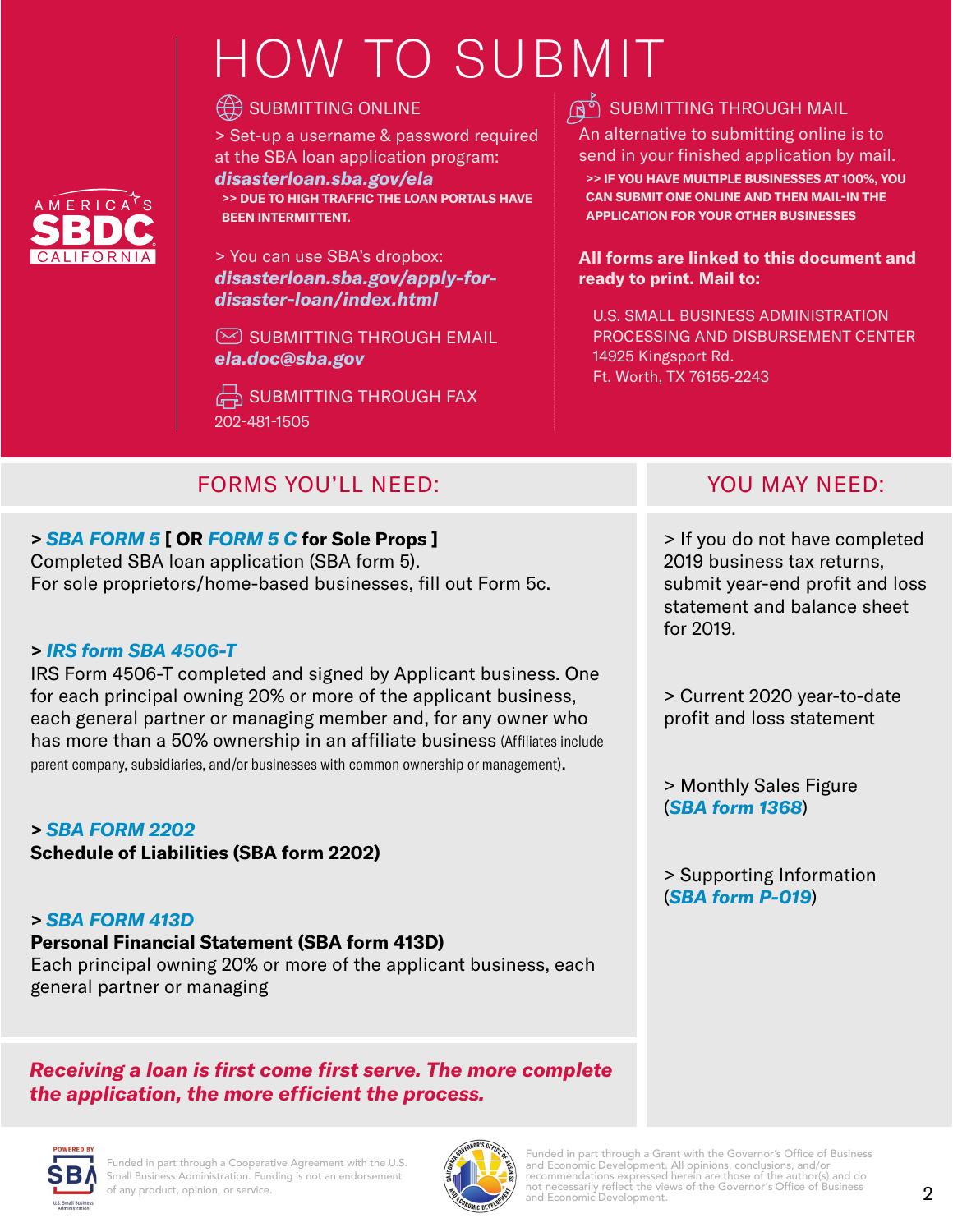# HOW TO SUBMIT

### SUBMITTING ONLINE

> Set-up a username & password required at the SBA loan application program: ***disasterloan.sba.gov/ela***

**>> DUE TO HIGH TRAFFIC THE LOAN PORTALS HAVE BEEN INTERMITTENT.**

> You can use SBA's dropbox: ***disasterloan.sba.gov/apply-for-disaster-loan/index.html***

### SUBMITTING THROUGH EMAIL

***ela.doc@sba.gov***

### SUBMITTING THROUGH FAX

202-481-1505

### SUBMITTING THROUGH MAIL

An alternative to submitting online is to send in your finished application by mail.

**>> IF YOU HAVE MULTIPLE BUSINESSES AT 100%, YOU CAN SUBMIT ONE ONLINE AND THEN MAIL-IN THE APPLICATION FOR YOUR OTHER BUSINESSES**

**All forms are linked to this document and ready to print. Mail to:**

U.S. SMALL BUSINESS ADMINISTRATION
PROCESSING AND DISBURSEMENT CENTER
14925 Kingsport Rd.
Ft. Worth, TX 76155-2243

## FORMS YOU'LL NEED:

**> *SBA FORM 5* [ OR *FORM 5 C* for Sole Props ]**
Completed SBA loan application (SBA form 5).
For sole proprietors/home-based businesses, fill out Form 5c.

**> *IRS form SBA 4506-T***
IRS Form 4506-T completed and signed by Applicant business. One for each principal owning 20% or more of the applicant business, each general partner or managing member and, for any owner who has more than a 50% ownership in an affiliate business (Affiliates include parent company, subsidiaries, and/or businesses with common ownership or management).

**> *SBA FORM 2202***
**Schedule of Liabilities (SBA form 2202)**

**> *SBA FORM 413D***
**Personal Financial Statement (SBA form 413D)**
Each principal owning 20% or more of the applicant business, each general partner or managing

***Receiving a loan is first come first serve. The more complete the application, the more efficient the process.***

## YOU MAY NEED:

> If you do not have completed 2019 business tax returns, submit year-end profit and loss statement and balance sheet for 2019.

> Current 2020 year-to-date profit and loss statement

> Monthly Sales Figure (***SBA form 1368***)

> Supporting Information (***SBA form P-019***)

Funded in part through a Cooperative Agreement with the U.S. Small Business Administration. Funding is not an endorsement of any product, opinion, or service.

Funded in part through a Grant with the Governor's Office of Business and Economic Development. All opinions, conclusions, and/or recommendations expressed herein are those of the author(s) and do not necessarily reflect the views of the Governor's Office of Business and Economic Development.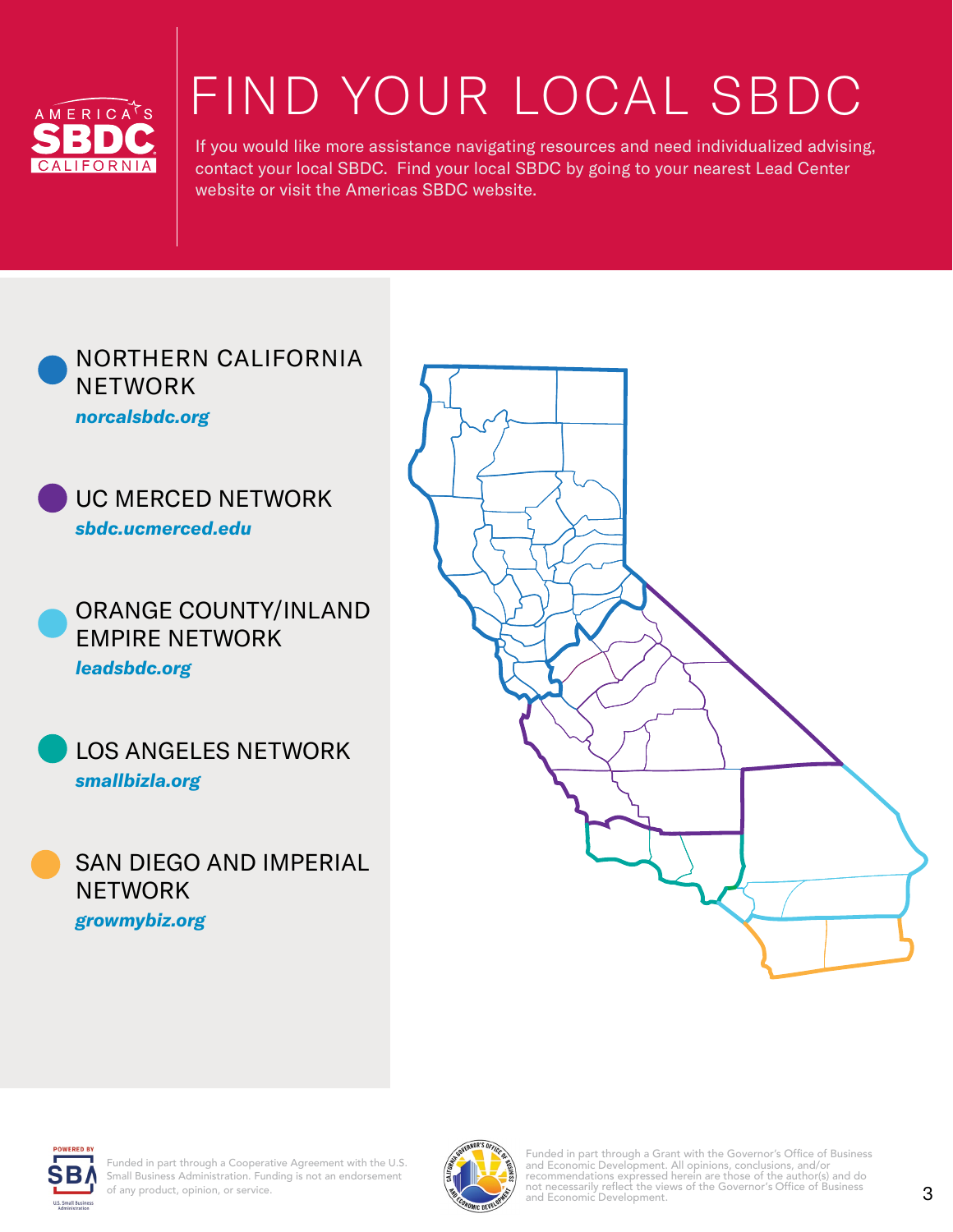# FIND YOUR LOCAL SBDC

If you would like more assistance navigating resources and need individualized advising, contact your local SBDC. Find your local SBDC by going to your nearest Lead Center website or visit the Americas SBDC website.

## NORTHERN CALIFORNIA NETWORK

***norcalsbdc.org***

## UC MERCED NETWORK

***sbdc.ucmerced.edu***

## ORANGE COUNTY/INLAND EMPIRE NETWORK

***leadsbdc.org***

## LOS ANGELES NETWORK

***smallbizla.org***

## SAN DIEGO AND IMPERIAL NETWORK

***growmybiz.org***

Funded in part through a Cooperative Agreement with the U.S. Small Business Administration. Funding is not an endorsement of any product, opinion, or service.

Funded in part through a Grant with the Governor's Office of Business and Economic Development. All opinions, conclusions, and/or recommendations expressed herein are those of the author(s) and do not necessarily reflect the views of the Governor's Office of Business and Economic Development.